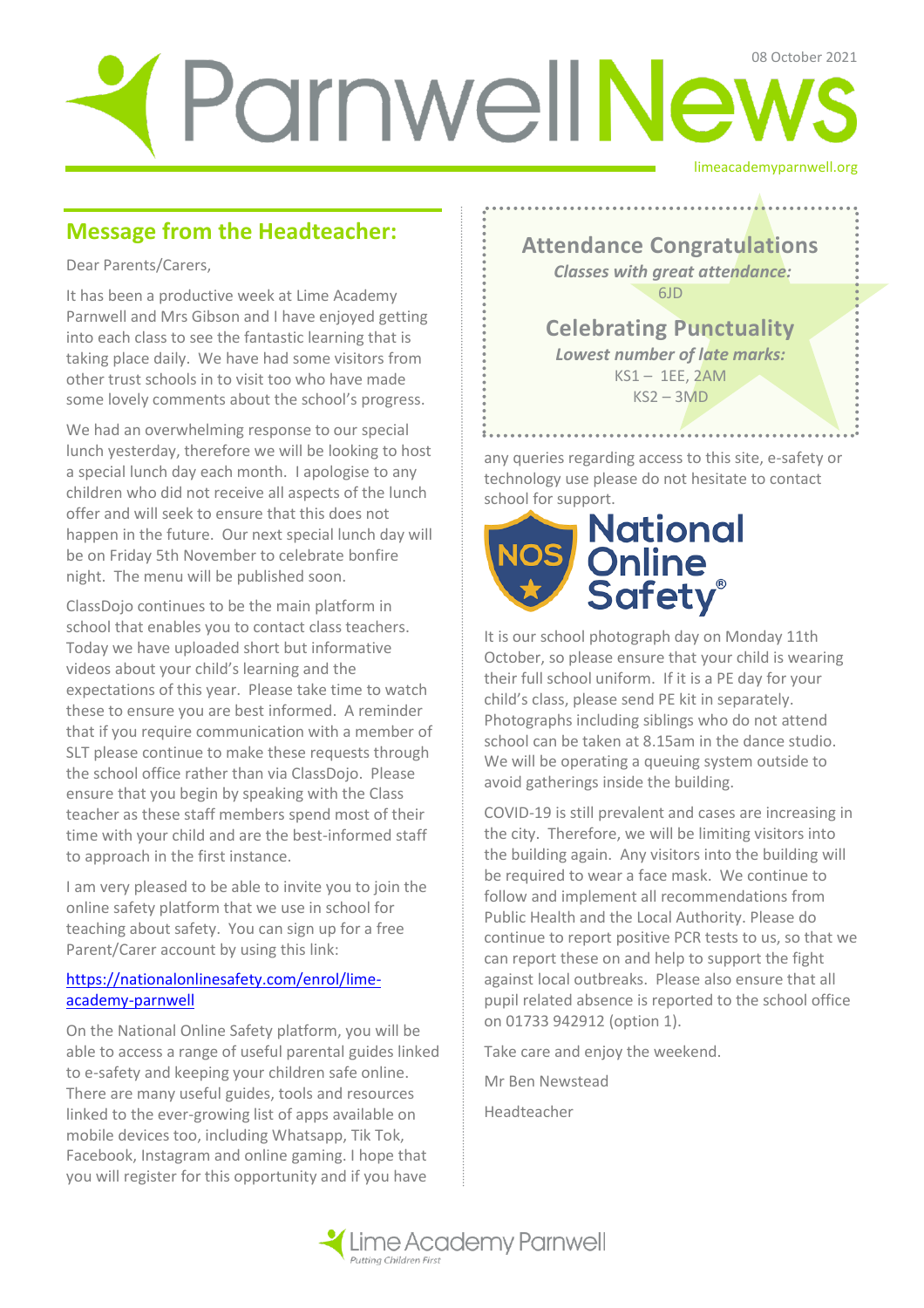# Parnwell News

08 October 2021

limeacademyparnwell.org

## Message from the Headteacher:

Dear Parents/Carers,

It has been a productive week at Lime Academy Parnwell and Mrs Gibson and I have enjoyed getting into each class to see the fantastic learning that is taking place daily. We have had some visitors from other trust schools in to visit too who have made some lovely comments about the school's progress.

We had an overwhelming response to our special lunch yesterday, therefore we will be looking to host a special lunch day each month. I apologise to any children who did not receive all aspects of the lunch offer and will seek to ensure that this does not happen in the future. Our next special lunch day will be on Friday 5th November to celebrate bonfire night. The menu will be published soon.

ClassDojo continues to be the main platform in school that enables you to contact class teachers. Today we have uploaded short but informative videos about your child's learning and the expectations of this year. Please take time to watch these to ensure you are best informed. A reminder that if you require communication with a member of SLT please continue to make these requests through the school office rather than via ClassDojo. Please ensure that you begin by speaking with the Class teacher as these staff members spend most of their time with your child and are the best-informed staff to approach in the first instance.

I am very pleased to be able to invite you to join the online safety platform that we use in school for teaching about safety. You can sign up for a free Parent/Carer account by using this link:

[https://nationalonlinesafety.com/enrol/lime-academy-parnwell](https://nationalonlinesafety.com/enrol/lime-academy-parnwell)

On the National Online Safety platform, you will be able to access a range of useful parental guides linked to e-safety and keeping your children safe online. There are many useful guides, tools and resources linked to the ever-growing list of apps available on mobile devices too, including Whatsapp, Tik Tok, Facebook, Instagram and online gaming. I hope that you will register for this opportunity and if you have any queries regarding access to this site, e-safety or technology use please do not hesitate to contact school for support.

National Online Safety®

It is our school photograph day on Monday 11th October, so please ensure that your child is wearing their full school uniform. If it is a PE day for your child's class, please send PE kit in separately. Photographs including siblings who do not attend school can be taken at 8.15am in the dance studio. We will be operating a queuing system outside to avoid gatherings inside the building.

COVID-19 is still prevalent and cases are increasing in the city. Therefore, we will be limiting visitors into the building again. Any visitors into the building will be required to wear a face mask. We continue to follow and implement all recommendations from Public Health and the Local Authority. Please do continue to report positive PCR tests to us, so that we can report these on and help to support the fight against local outbreaks. Please also ensure that all pupil related absence is reported to the school office on 01733 942912 (option 1).

Take care and enjoy the weekend.

Mr Ben Newstead

Headteacher

### Attendance Congratulations

*Classes with great attendance:*

6JD

### Celebrating Punctuality

*Lowest number of late marks:*

KS1 – 1EE, 2AM

KS2 – 3MD

Lime Academy Parnwell
*Putting Children First*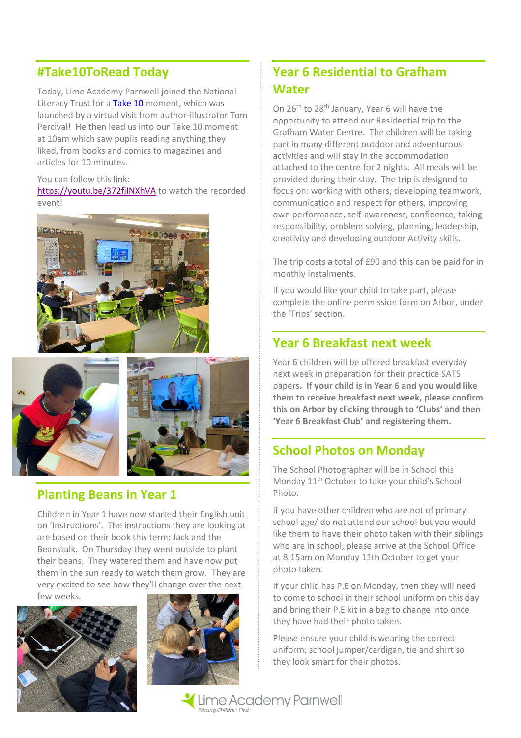## #Take10ToRead Today

Today, Lime Academy Parnwell joined the National Literacy Trust for a Take 10 moment, which was launched by a virtual visit from author-illustrator Tom Percival! He then lead us into our Take 10 moment at 10am which saw pupils reading anything they liked, from books and comics to magazines and articles for 10 minutes.

You can follow this link: https://youtu.be/372fjINXhVA to watch the recorded event!

## Planting Beans in Year 1

Children in Year 1 have now started their English unit on 'Instructions'. The instructions they are looking at are based on their book this term: Jack and the Beanstalk. On Thursday they went outside to plant their beans. They watered them and have now put them in the sun ready to watch them grow. They are very excited to see how they'll change over the next few weeks.

## Year 6 Residential to Grafham Water

On 26th to 28th January, Year 6 will have the opportunity to attend our Residential trip to the Grafham Water Centre. The children will be taking part in many different outdoor and adventurous activities and will stay in the accommodation attached to the centre for 2 nights. All meals will be provided during their stay. The trip is designed to focus on: working with others, developing teamwork, communication and respect for others, improving own performance, self-awareness, confidence, taking responsibility, problem solving, planning, leadership, creativity and developing outdoor Activity skills.

The trip costs a total of £90 and this can be paid for in monthly instalments.

If you would like your child to take part, please complete the online permission form on Arbor, under the 'Trips' section.

## Year 6 Breakfast next week

Year 6 children will be offered breakfast everyday next week in preparation for their practice SATS papers. **If your child is in Year 6 and you would like them to receive breakfast next week, please confirm this on Arbor by clicking through to 'Clubs' and then 'Year 6 Breakfast Club' and registering them.**

## School Photos on Monday

The School Photographer will be in School this Monday 11th October to take your child's School Photo.

If you have other children who are not of primary school age/ do not attend our school but you would like them to have their photo taken with their siblings who are in school, please arrive at the School Office at 8:15am on Monday 11th October to get your photo taken.

If your child has P.E on Monday, then they will need to come to school in their school uniform on this day and bring their P.E kit in a bag to change into once they have had their photo taken.

Please ensure your child is wearing the correct uniform; school jumper/cardigan, tie and shirt so they look smart for their photos.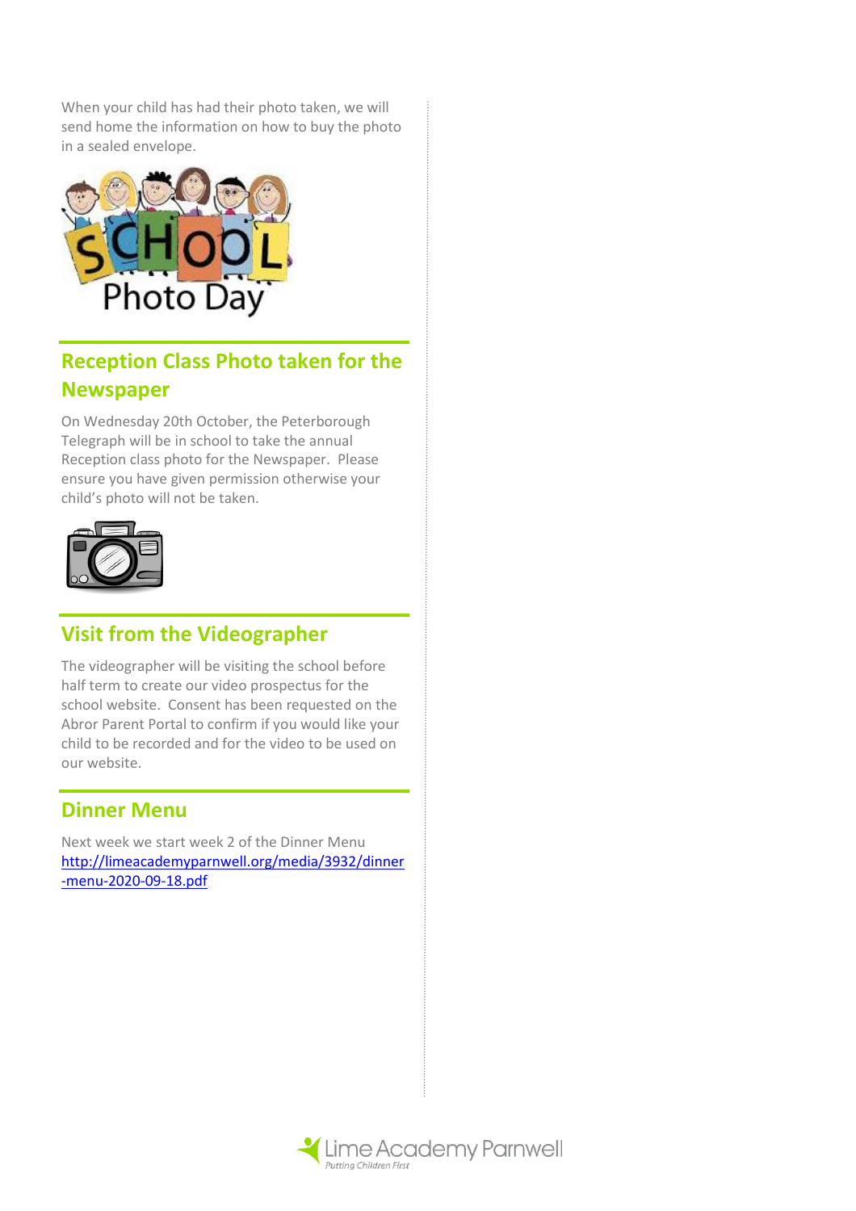When your child has had their photo taken, we will send home the information on how to buy the photo in a sealed envelope.

## Reception Class Photo taken for the Newspaper

On Wednesday 20th October, the Peterborough Telegraph will be in school to take the annual Reception class photo for the Newspaper. Please ensure you have given permission otherwise your child's photo will not be taken.

## Visit from the Videographer

The videographer will be visiting the school before half term to create our video prospectus for the school website. Consent has been requested on the Abror Parent Portal to confirm if you would like your child to be recorded and for the video to be used on our website.

## Dinner Menu

Next week we start week 2 of the Dinner Menu http://limeacademyparnwell.org/media/3932/dinner-menu-2020-09-18.pdf